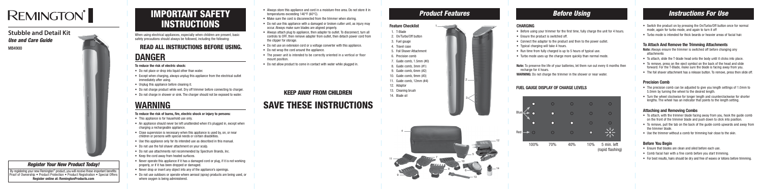# REMINGTON®

## Stubble and Detail Kit

*Use and Care Guide*

MB4900

### *Register Your New Product Today!*

By registering your new Remington® product, you will receive these important benefits: Proof of Ownership • Product Protection • Product Registration • Special Offers

**Register online at: RemingtonProducts.com**

# IMPORTANT SAFETY INSTRUCTIONS

When using electrical appliances, especially when children are present, basic safety precautions should always be followed, including the following:

## READ ALL INSTRUCTIONS BEFORE USING.

# DANGER

**To reduce the risk of electric shock:**

- Do not place or drop into liquid other than water.
- Except when charging, always unplug this appliance from the electrical outlet immediately after using.
- Unplug this appliance before cleaning it.
- Do not charge product while wet. Dry off trimmer before connecting to charger.
- Do not charge in shower or sink. The charger should not be exposed to water.

# WARNING

**To reduce the risk of burns, fire, electric shock or injury to persons:**

- This appliance is for household use only.
- An appliance should never be left unattended when it's plugged in, except when charging a rechargeable appliance.
- Close supervision is necessary when this appliance is used by, on, or near children or persons with special needs or certain disabilities.
- Use this appliance only for its intended use as described in this manual.
- Do not use the foil shaver attachment on your scalp.
- Do not use attachments not recommended by Spectrum Brands, Inc.
- Keep the cord away from heated surfaces.
- Never operate this appliance if it has a damaged cord or plug, if it is not working properly, or if it has been dropped or damaged.
- Never drop or insert any object into any of the appliance's openings.
- Do not use outdoors or operate where aerosol (spray) products are being used, or where oxygen is being administered.
- Always store this appliance and cord in a moisture-free area. Do not store it in temperatures exceeding 140°F (60°C).
- Make sure the cord is disconnected from the trimmer when storing.
- Do not use this appliance with a damaged or broken cutter unit, as injury may occur. Always make sure blades are aligned properly.
- Always attach plug to appliance, then adapter to outlet. To disconnect, turn all controls to OFF, then remove adapter from outlet, then detach power cord from the clipper for storage.
- Do not use an extension cord or a voltage converter with this appliance.
- Do not wrap the cord around the appliance.
- The power unit is intended to be correctly oriented in a vertical or floor mount position.
- Do not allow product to come in contact with water while plugged in.

## KEEP AWAY FROM CHILDREN

# SAVE THESE INSTRUCTIONS

# *Product Features*

**Feature Checklist**

1. T-Blade
2. On/Turbo/Off button
3. Fuel gauge
4. Travel case
5. Foil Shaver Attachment
6. Precision comb
7. Guide comb, 1.5mm (#0)
8. Guide comb, 3mm (#1)
9. Guide comb, 6mm (#2)
10. Guide comb, 9mm (#3)
11. Guide comb, 12mm (#4)
12. Adaptor
13. Cleaning brush
14. Blade oil

# *Before Using*

**CHARGING**

- Before using your trimmer for the first time, fully charge the unit for 4 hours.
- Ensure the product is switched off.
- Connect the adaptor to the product and then to the power outlet.
- Typical charging will take 4 hours.
- Run time from fully charged is up to 5 hours of typical use.
- Turbo mode uses up the charge more quickly than normal mode.

**Note:** To preserve the life of your batteries, let them run out every 6 months then recharge for 4 hours.

**WARNING:** Do not charge the trimmer in the shower or near water.

**FUEL GAUGE DISPLAY OF CHARGE LEVELS**

| | 100% | 70% | 40% | 10% | 5 min. left (rapid flashing) |
|---|---|---|---|---|---|
| Blue | ● | ○ | ○ | ○ | ○ |
| Blue | ● | ● | ○ | ○ | ○ |
| Blue | ● | ● | ● | ○ | ○ |
| Red | ○ | ○ | ○ | ● | ✳ |

# *Instructions For Use*

- Switch the product on by pressing the On/Turbo/Off button once for normal mode, again for turbo mode, and again to turn it off
- Turbo mode is intended for thick beards or heavier areas of facial hair.

**To Attach And Remove the Trimming Attachments**

**Note:** Always ensure the trimmer is switched off before changing any attachments

- To attach, slide the T-blade head onto the body until it clicks into place.
- To remove, press on the eject symbol on the back of the head and slide forward. For the T-Blade, make sure the blade is facing away from you.
- The foil shaver attachment has a release button. To remove, press then slide off.

**Precision Comb**

- The precision comb can be adjusted to give you length settings of 1.0mm to 5.0mm by turning the wheel to the desired length.
- Turn the wheel clockwise for longer lengths and counterclockwise for shorter lengths. The wheel has an indicator that points to the length setting.

**Attaching and Removing Combs**

- To attach, with the trimmer blade facing away from you, hook the guide comb on the front of the trimmer blade and push down to click into position.
- To remove, pull the tab on the back of the guide comb upwards and away from the trimmer blade.
- Use the trimmer without a comb for trimming hair close to the skin.

**Before You Begin**

- Ensure that blades are clean and oiled before each use.
- Comb facial hair with a fine comb before you start trimming.
- For best results, hairs should be dry and free of waxes or lotions before trimming.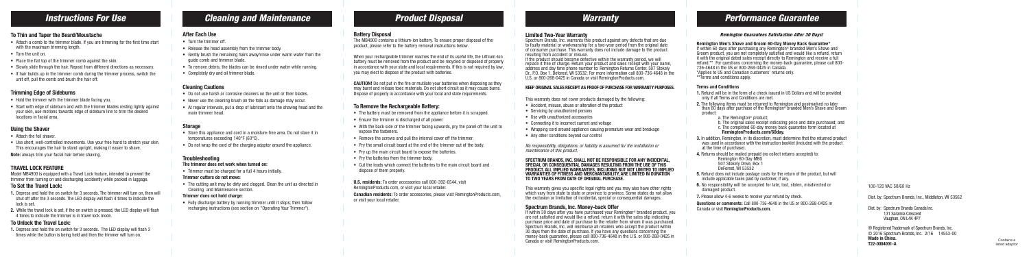# Instructions For Use

### To Thin and Taper the Beard/Moustache

- Attach a comb to the trimmer blade. If you are trimming for the first time start with the maximum trimming length.
- Turn the unit on.
- Place the flat top of the trimmer comb against the skin.
- Slowly slide through the hair. Repeat from different directions as necessary.
- If hair builds up in the trimmer comb during the trimmer process, switch the unit off, pull the comb and brush the hair off.

### Trimming Edge of Sideburns

- Hold the trimmer with the trimmer blade facing you.
- Start with edge of sideburn and with the trimmer blades resting lightly against your skin, use motions towards edge of sideburn line to trim the desired locations in facial area.

### Using the Shaver

- Attach the foil shaver.
- Use short, well-controlled movements. Use your free hand to stretch your skin. This encourages the hair to stand upright, making it easier to shave.

**Note:** always trim your facial hair before shaving.

### TRAVEL LOCK FEATURE

Model MB4900 is equipped with a Travel Lock feature, intended to prevent the trimmer from turning on and discharging accidently while packed in luggage.

#### To Set the Travel Lock:

1. Depress and hold the on switch for 3 seconds. The trimmer will turn on, then will shut off after the 3 seconds. The LED display will flash 4 times to indicate the lock is set.
2. While the travel lock is set, if the on switch is pressed, the LED display will flash 4 times to indicate the trimmer is in travel lock mode.

#### To Unlock the Travel Lock:

1. Depress and hold the on switch for 3 seconds. The LED display will flash 3 times while the button is being held and then the trimmer will turn on.

# Cleaning and Maintenance

### After Each Use

- Turn the trimmer off.
- Release the head assembly from the trimmer body.
- Gently brush the remaining hairs away/rinse under warm water from the guide comb and trimmer blade.
- To remove debris, the blades can be rinsed under water while running.
- Completely dry and oil trimmer blade.

### Cleaning Cautions

- Do not use harsh or corrosive cleaners on the unit or their blades.
- Never use the cleaning brush on the foils as damage may occur.
- At regular intervals, put a drop of lubricant onto the shaving head and the main trimmer head.

### Storage

- Store this appliance and cord in a moisture-free area. Do not store it in temperatures exceeding 140°F (60°C).
- Do not wrap the cord of the charging adaptor around the appliance.

### Troubleshooting

**The trimmer does not work when turned on:**

- Trimmer must be charged for a full 4 hours initially.

**Trimmer cutters do not move:**

- The cutting unit may be dirty and clogged. Clean the unit as directed in Cleaning and Maintenance section.

**Trimmer does not hold charge:**

- Fully discharge battery by running trimmer until it stops; then follow recharging instructions (see section on "Operating Your Trimmer").

# Product Disposal

### Battery Disposal

The MB4900 contains a lithium-ion battery. To ensure proper disposal of the product, please refer to the battery removal instructions below.

When your rechargeable trimmer reaches the end of its useful life, the Lithium-Ion battery must be removed from the product and be recycled or disposed of properly in accordance with your state and local requirements. If this is not required by law, you may elect to dispose of the product with batteries.

**CAUTION!** Do not put in the fire or mutilate your batteries when disposing as they may burst and release toxic materials. Do not short circuit as it may cause burns. Dispose of properly in accordance with your local and state requirements.

### To Remove the Rechargeable Battery:

- The battery must be removed from the appliance before it is scrapped.
- Ensure the trimmer is discharged of all power.
- With the back side of the trimmer facing upwards, pry the panel off the unit to expose the fasteners.
- Remove the screws and pull the internal cover off the trimmer.
- Pry the small circuit board at the end of the trimmer out of the body.
- Pry up the main circuit board to expose the batteries.
- Pry the batteries from the trimmer body.
- Cut the leads which connect the batteries to the main circuit board and dispose of them properly.

**U.S. residents:** To order accessories call 800-392-6544, visit RemingtonProducts.com, or visit your local retailer.

**Canadian residents:** To order accessories, please visit RemingtonProducts.com, or visit your local retailer.

# Warranty

### Limited Two-Year Warranty

Spectrum Brands, Inc. warrants this product against any defects that are due to faulty material or workmanship for a two-year period from the original date of consumer purchase. This warranty does not include damage to the product resulting from accident or misuse.

If the product should become defective within the warranty period, we will replace it free of charge. Return your product and sales receipt with your name, address and day time phone number to: Remington Returns Center, 507 Stokely Dr., P.O. Box 1, Deforest, WI 53532. For more information call 800-736-4648 in the U.S. or 800-268-0425 in Canada or visit RemingtonProducts.com.

**KEEP ORIGINAL SALES RECEIPT AS PROOF OF PURCHASE FOR WARRANTY PURPOSES.**

This warranty does not cover products damaged by the following:

- Accident, misuse, abuse or alteration of the product
- Servicing by unauthorized persons
- Use with unauthorized accessories
- Connecting it to incorrect current and voltage
- Wrapping cord around appliance causing premature wear and breakage
- Any other conditions beyond our control

*No responsibility, obligations, or liability is assumed for the installation or maintenance of this product.*

**SPECTRUM BRANDS, INC. SHALL NOT BE RESPONSIBLE FOR ANY INCIDENTAL, SPECIAL OR CONSEQUENTIAL DAMAGES RESULTING FROM THE USE OF THIS PRODUCT. ALL IMPLIED WARRANTIES, INCLUDING BUT NOT LIMITED TO IMPLIED WARRANTIES OF FITNESS AND MERCHANTABILITY, ARE LIMITED IN DURATION TO TWO YEARS FROM DATE OF ORIGINAL PURCHASE.**

This warranty gives you specific legal rights and you may also have other rights which vary from state to state or province to province. Some states do not allow the exclusion or limitation of incidental, special or consequential damages.

### Spectrum Brands, Inc. Money-back Offer

If within 30 days after you have purchased your Remington® branded product, you are not satisfied and would like a refund, return it with the sales slip indicating purchase price and date of purchase to the retailer from whom it was purchased. Spectrum Brands, Inc. will reimburse all retailers who accept the product within 30 days from the date of purchase. If you have any questions concerning the money-back guarantee, please call 800-736-4648 in the U.S. or 800-268-0425 in Canada or visit RemingtonProducts.com.

# Performance Guarantee

***Remington Guarantees Satisfaction After 30 Days!***

**Remington Men's Shave and Groom 60-Day Money Back Guarantee\***

If within 60 days after purchasing any Remington® branded Men's Shave and Groom product, you are not completely satisfied and would like a refund, return it with the original dated sales receipt directly to Remington and receive a full refund.\*\* For questions concerning the money-back guarantee, please call 800-736-4648 in the US or 800-268-0425 in Canada.

\*Applies to US and Canadian customers' returns only.

\*\*Terms and conditions apply.

### Terms and Conditions

1. Refund will be in the form of a check issued in US Dollars and will be provided only if all Terms and Conditions are met.
2. The following items must be returned to Remington and postmarked no later than 60 days after purchase of the Remington® branded Men's Shave and Groom product:
   a. The Remington® product;
   b. The original sales receipt indicating price and date purchased; and
   c. The completed 60-day money back guarantee form located at **RemingtonProducts.com/60day.**
3. In addition, Remington, in its discretion, must determine that the returned product was used in accordance with the instruction booklet (included with the product at the time of purchase).
4. Returns should be mailed prepaid (no collect returns accepted) to:
   Remington 60-Day MBG
   507 Stokely Drive, Box 1
   DeForest, WI 53532
5. Refund does not include postage costs for the return of the product, but will include applicable taxes paid by customer, if any.
6. No responsibility will be accepted for late, lost, stolen, misdirected or damaged product.
7. Please allow 4-6 weeks to receive your refund by check.

**Questions or comments:** Call 800-736-4648 in the US or 800-268-0425 in Canada or visit **RemingtonProducts.com.**

100-120 VAC 50/60 Hz

Dist. by: Spectrum Brands, Inc., Middleton, WI 53562

Dist. by: Spectrum Brands Canada Inc.
131 Sarania Crescent
Vaughan, ON L4K 4P7

® Registered Trademark of Spectrum Brands, Inc.
© 2016 Spectrum Brands, Inc. 2/16 14553-00
**Made in China.**
**T22-0004001-A**

Contains a listed adaptor